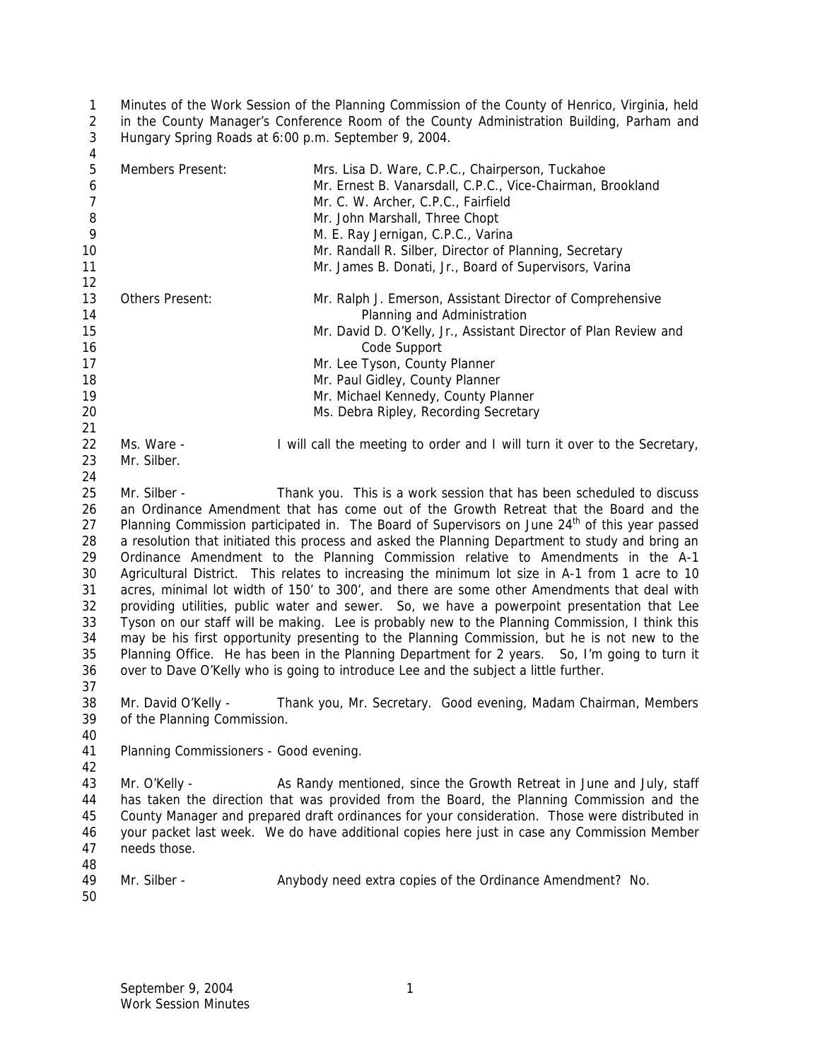Minutes of the Work Session of the Planning Commission of the County of Henrico, Virginia, held in the County Manager's Conference Room of the County Administration Building, Parham and Hungary Spring Roads at 6:00 p.m. September 9, 2004.

| | |
|---|---|
| Members Present: | Mrs. Lisa D. Ware, C.P.C., Chairperson, Tuckahoe |
| | Mr. Ernest B. Vanarsdall, C.P.C., Vice-Chairman, Brookland |
| | Mr. C. W. Archer, C.P.C., Fairfield |
| | Mr. John Marshall, Three Chopt |
| | M. E. Ray Jernigan, C.P.C., Varina |
| | Mr. Randall R. Silber, Director of Planning, Secretary |
| | Mr. James B. Donati, Jr., Board of Supervisors, Varina |
| Others Present: | Mr. Ralph J. Emerson, Assistant Director of Comprehensive Planning and Administration |
| | Mr. David D. O'Kelly, Jr., Assistant Director of Plan Review and Code Support |
| | Mr. Lee Tyson, County Planner |
| | Mr. Paul Gidley, County Planner |
| | Mr. Michael Kennedy, County Planner |
| | Ms. Debra Ripley, Recording Secretary |

Ms. Ware - I will call the meeting to order and I will turn it over to the Secretary, Mr. Silber.

Mr. Silber - Thank you. This is a work session that has been scheduled to discuss an Ordinance Amendment that has come out of the Growth Retreat that the Board and the Planning Commission participated in. The Board of Supervisors on June 24th of this year passed a resolution that initiated this process and asked the Planning Department to study and bring an Ordinance Amendment to the Planning Commission relative to Amendments in the A-1 Agricultural District. This relates to increasing the minimum lot size in A-1 from 1 acre to 10 acres, minimal lot width of 150' to 300', and there are some other Amendments that deal with providing utilities, public water and sewer. So, we have a powerpoint presentation that Lee Tyson on our staff will be making. Lee is probably new to the Planning Commission, I think this may be his first opportunity presenting to the Planning Commission, but he is not new to the Planning Office. He has been in the Planning Department for 2 years. So, I'm going to turn it over to Dave O'Kelly who is going to introduce Lee and the subject a little further.

Mr. David O'Kelly - Thank you, Mr. Secretary. Good evening, Madam Chairman, Members of the Planning Commission.

Planning Commissioners - Good evening.

Mr. O'Kelly - As Randy mentioned, since the Growth Retreat in June and July, staff has taken the direction that was provided from the Board, the Planning Commission and the County Manager and prepared draft ordinances for your consideration. Those were distributed in your packet last week. We do have additional copies here just in case any Commission Member needs those.

Mr. Silber - Anybody need extra copies of the Ordinance Amendment? No.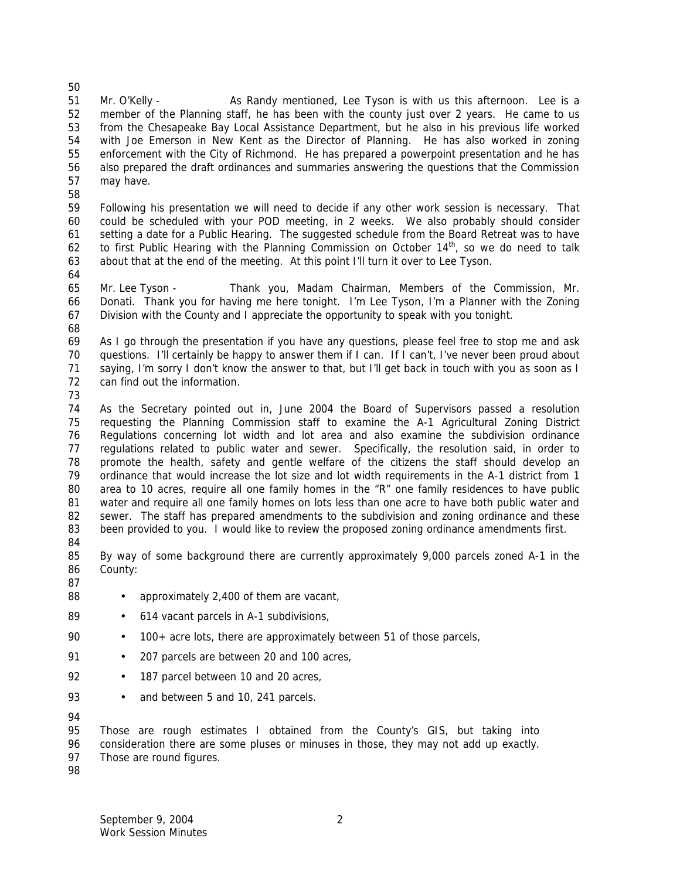Mr. O'Kelly - As Randy mentioned, Lee Tyson is with us this afternoon. Lee is a member of the Planning staff, he has been with the county just over 2 years. He came to us from the Chesapeake Bay Local Assistance Department, but he also in his previous life worked with Joe Emerson in New Kent as the Director of Planning. He has also worked in zoning enforcement with the City of Richmond. He has prepared a powerpoint presentation and he has also prepared the draft ordinances and summaries answering the questions that the Commission may have.

Following his presentation we will need to decide if any other work session is necessary. That could be scheduled with your POD meeting, in 2 weeks. We also probably should consider setting a date for a Public Hearing. The suggested schedule from the Board Retreat was to have to first Public Hearing with the Planning Commission on October 14th, so we do need to talk about that at the end of the meeting. At this point I'll turn it over to Lee Tyson.

Mr. Lee Tyson - Thank you, Madam Chairman, Members of the Commission, Mr. Donati. Thank you for having me here tonight. I'm Lee Tyson, I'm a Planner with the Zoning Division with the County and I appreciate the opportunity to speak with you tonight.

As I go through the presentation if you have any questions, please feel free to stop me and ask questions. I'll certainly be happy to answer them if I can. If I can't, I've never been proud about saying, I'm sorry I don't know the answer to that, but I'll get back in touch with you as soon as I can find out the information.

As the Secretary pointed out in, June 2004 the Board of Supervisors passed a resolution requesting the Planning Commission staff to examine the A-1 Agricultural Zoning District Regulations concerning lot width and lot area and also examine the subdivision ordinance regulations related to public water and sewer. Specifically, the resolution said, in order to promote the health, safety and gentle welfare of the citizens the staff should develop an ordinance that would increase the lot size and lot width requirements in the A-1 district from 1 area to 10 acres, require all one family homes in the "R" one family residences to have public water and require all one family homes on lots less than one acre to have both public water and sewer. The staff has prepared amendments to the subdivision and zoning ordinance and these been provided to you. I would like to review the proposed zoning ordinance amendments first.

By way of some background there are currently approximately 9,000 parcels zoned A-1 in the County:

- approximately 2,400 of them are vacant,
- 614 vacant parcels in A-1 subdivisions,
- 100+ acre lots, there are approximately between 51 of those parcels,
- 207 parcels are between 20 and 100 acres,
- 187 parcel between 10 and 20 acres,
- and between 5 and 10, 241 parcels.

Those are rough estimates I obtained from the County's GIS, but taking into consideration there are some pluses or minuses in those, they may not add up exactly. Those are round figures.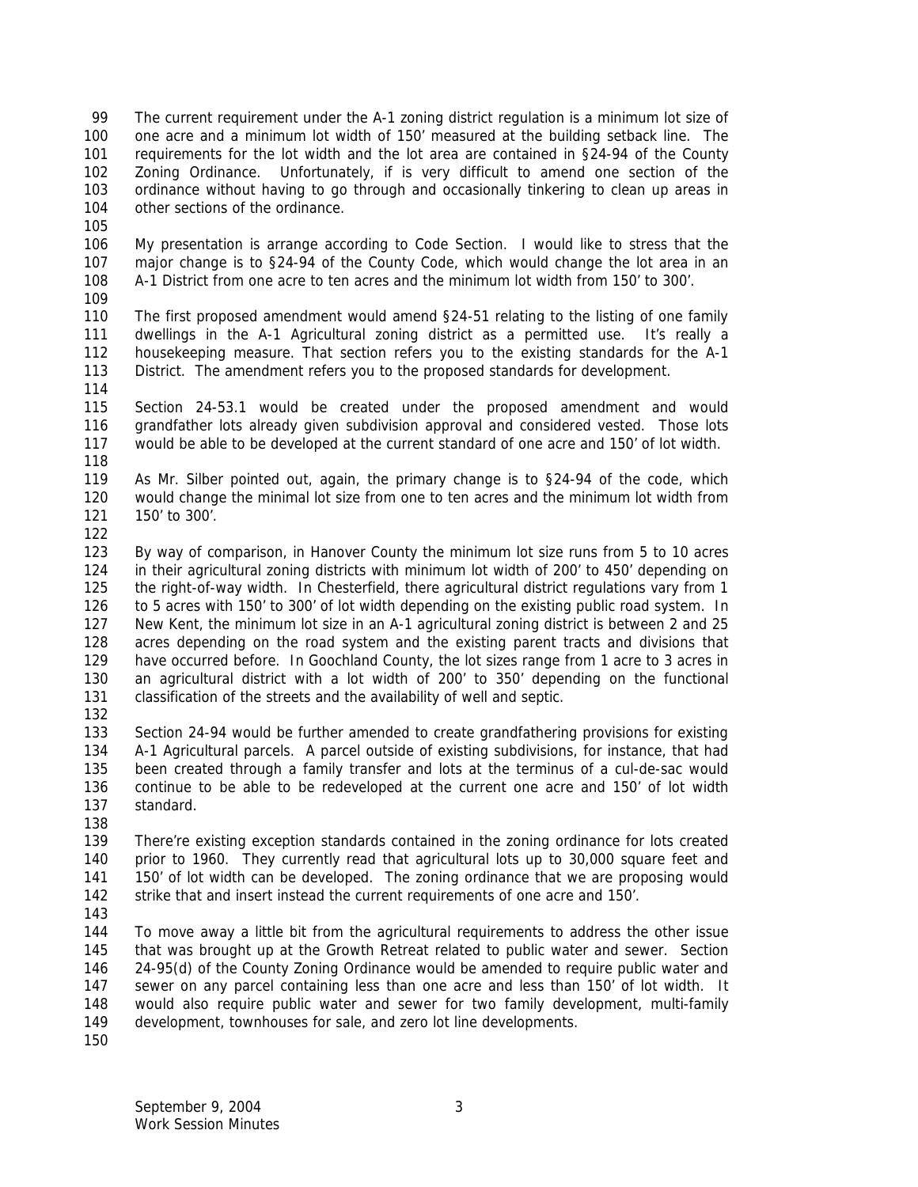The current requirement under the A-1 zoning district regulation is a minimum lot size of one acre and a minimum lot width of 150' measured at the building setback line. The requirements for the lot width and the lot area are contained in §24-94 of the County Zoning Ordinance. Unfortunately, if is very difficult to amend one section of the ordinance without having to go through and occasionally tinkering to clean up areas in other sections of the ordinance.

My presentation is arrange according to Code Section. I would like to stress that the major change is to §24-94 of the County Code, which would change the lot area in an A-1 District from one acre to ten acres and the minimum lot width from 150' to 300'.

The first proposed amendment would amend §24-51 relating to the listing of one family dwellings in the A-1 Agricultural zoning district as a permitted use. It's really a housekeeping measure. That section refers you to the existing standards for the A-1 District. The amendment refers you to the proposed standards for development.

Section 24-53.1 would be created under the proposed amendment and would grandfather lots already given subdivision approval and considered vested. Those lots would be able to be developed at the current standard of one acre and 150' of lot width.

As Mr. Silber pointed out, again, the primary change is to §24-94 of the code, which would change the minimal lot size from one to ten acres and the minimum lot width from 150' to 300'.

By way of comparison, in Hanover County the minimum lot size runs from 5 to 10 acres in their agricultural zoning districts with minimum lot width of 200' to 450' depending on the right-of-way width. In Chesterfield, there agricultural district regulations vary from 1 to 5 acres with 150' to 300' of lot width depending on the existing public road system. In New Kent, the minimum lot size in an A-1 agricultural zoning district is between 2 and 25 acres depending on the road system and the existing parent tracts and divisions that have occurred before. In Goochland County, the lot sizes range from 1 acre to 3 acres in an agricultural district with a lot width of 200' to 350' depending on the functional classification of the streets and the availability of well and septic.

Section 24-94 would be further amended to create grandfathering provisions for existing A-1 Agricultural parcels. A parcel outside of existing subdivisions, for instance, that had been created through a family transfer and lots at the terminus of a cul-de-sac would continue to be able to be redeveloped at the current one acre and 150' of lot width standard.

There're existing exception standards contained in the zoning ordinance for lots created prior to 1960. They currently read that agricultural lots up to 30,000 square feet and 150' of lot width can be developed. The zoning ordinance that we are proposing would strike that and insert instead the current requirements of one acre and 150'.

To move away a little bit from the agricultural requirements to address the other issue that was brought up at the Growth Retreat related to public water and sewer. Section 24-95(d) of the County Zoning Ordinance would be amended to require public water and sewer on any parcel containing less than one acre and less than 150' of lot width. It would also require public water and sewer for two family development, multi-family development, townhouses for sale, and zero lot line developments.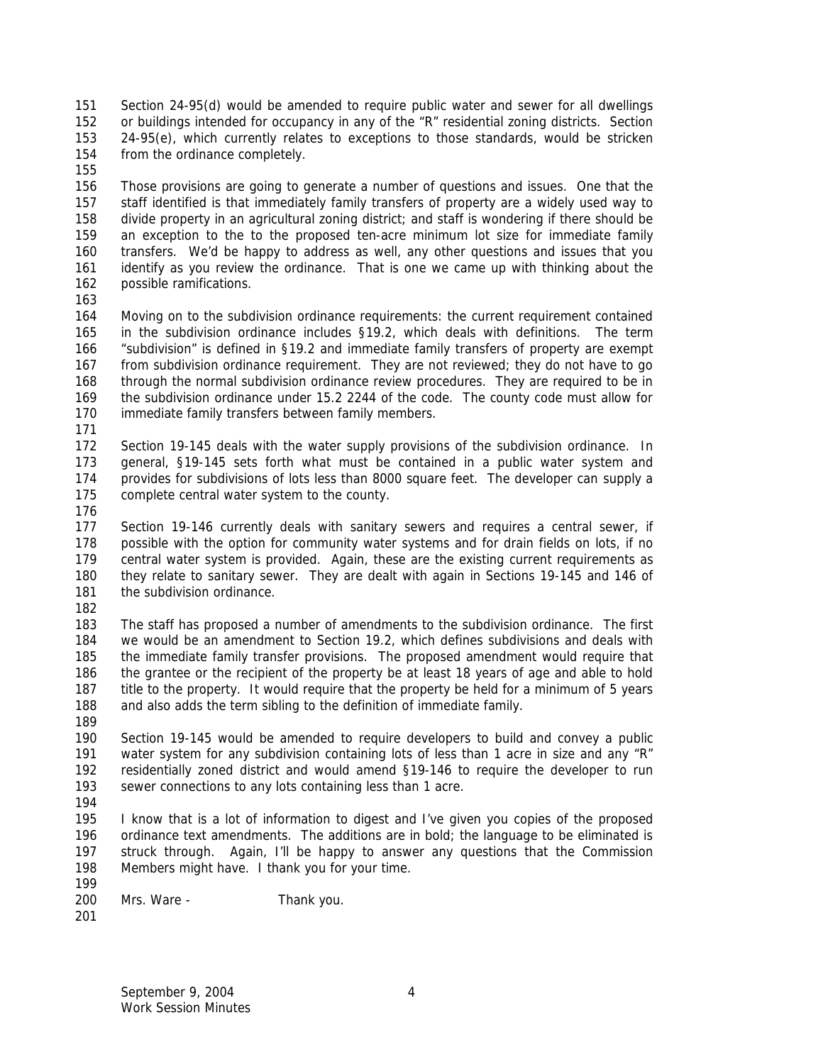Section 24-95(d) would be amended to require public water and sewer for all dwellings or buildings intended for occupancy in any of the "R" residential zoning districts. Section 24-95(e), which currently relates to exceptions to those standards, would be stricken from the ordinance completely.

Those provisions are going to generate a number of questions and issues. One that the staff identified is that immediately family transfers of property are a widely used way to divide property in an agricultural zoning district; and staff is wondering if there should be an exception to the to the proposed ten-acre minimum lot size for immediate family transfers. We'd be happy to address as well, any other questions and issues that you identify as you review the ordinance. That is one we came up with thinking about the possible ramifications.

Moving on to the subdivision ordinance requirements: the current requirement contained in the subdivision ordinance includes §19.2, which deals with definitions. The term "subdivision" is defined in §19.2 and immediate family transfers of property are exempt from subdivision ordinance requirement. They are not reviewed; they do not have to go through the normal subdivision ordinance review procedures. They are required to be in the subdivision ordinance under 15.2 2244 of the code. The county code must allow for immediate family transfers between family members.

Section 19-145 deals with the water supply provisions of the subdivision ordinance. In general, §19-145 sets forth what must be contained in a public water system and provides for subdivisions of lots less than 8000 square feet. The developer can supply a complete central water system to the county.

Section 19-146 currently deals with sanitary sewers and requires a central sewer, if possible with the option for community water systems and for drain fields on lots, if no central water system is provided. Again, these are the existing current requirements as they relate to sanitary sewer. They are dealt with again in Sections 19-145 and 146 of the subdivision ordinance.

The staff has proposed a number of amendments to the subdivision ordinance. The first we would be an amendment to Section 19.2, which defines subdivisions and deals with the immediate family transfer provisions. The proposed amendment would require that the grantee or the recipient of the property be at least 18 years of age and able to hold title to the property. It would require that the property be held for a minimum of 5 years and also adds the term sibling to the definition of immediate family.

Section 19-145 would be amended to require developers to build and convey a public water system for any subdivision containing lots of less than 1 acre in size and any "R" residentially zoned district and would amend §19-146 to require the developer to run sewer connections to any lots containing less than 1 acre.

I know that is a lot of information to digest and I've given you copies of the proposed ordinance text amendments. The additions are in bold; the language to be eliminated is struck through. Again, I'll be happy to answer any questions that the Commission Members might have. I thank you for your time.

Mrs. Ware - Thank you.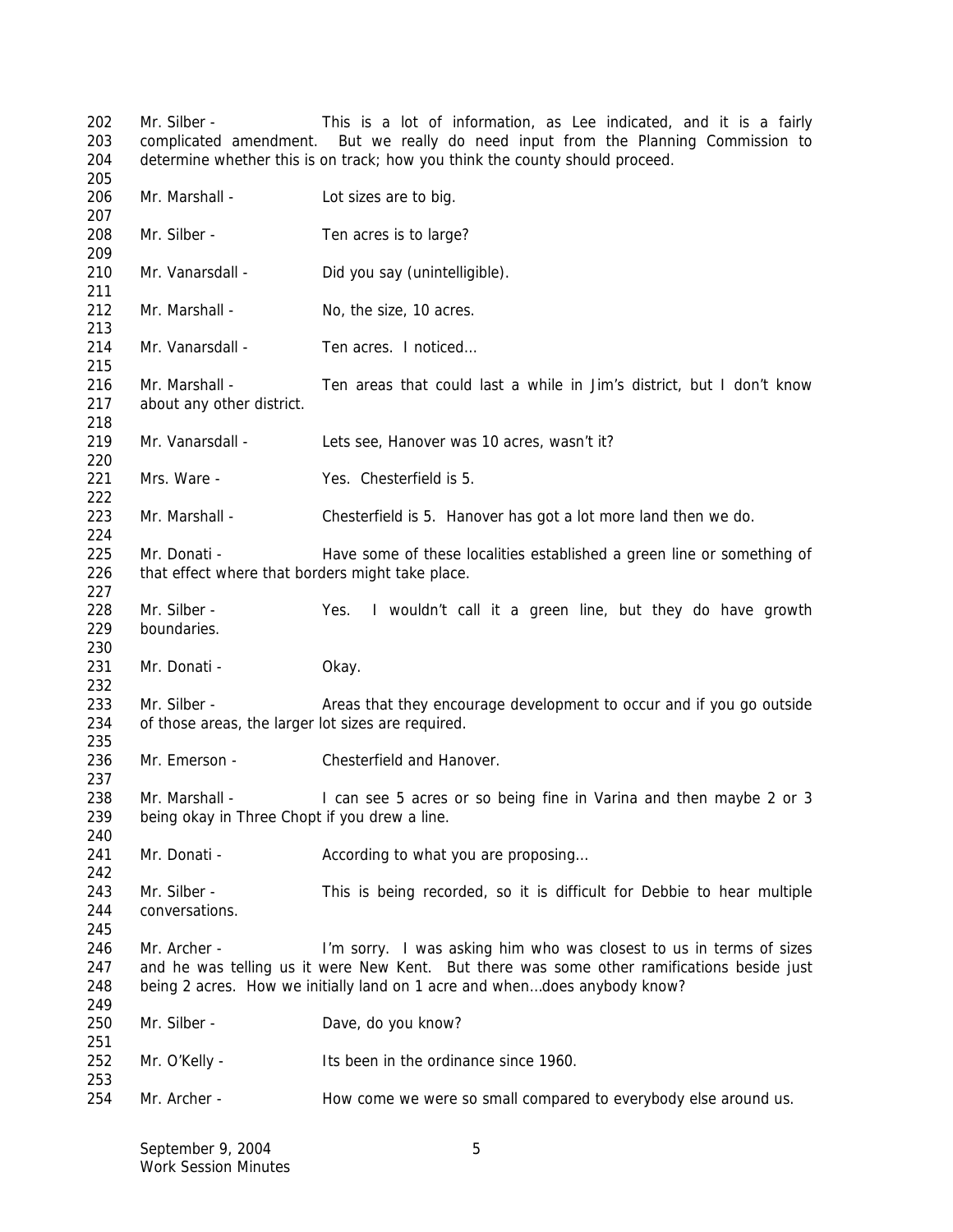Mr. Silber - This is a lot of information, as Lee indicated, and it is a fairly complicated amendment. But we really do need input from the Planning Commission to determine whether this is on track; how you think the county should proceed.

Mr. Marshall - Lot sizes are to big.

Mr. Silber - Ten acres is to large?

Mr. Vanarsdall - Did you say (unintelligible).

Mr. Marshall - No, the size, 10 acres.

Mr. Vanarsdall - Ten acres. I noticed…

Mr. Marshall - Ten areas that could last a while in Jim's district, but I don't know about any other district.

Mr. Vanarsdall - Lets see, Hanover was 10 acres, wasn't it?

Mrs. Ware - Yes. Chesterfield is 5.

Mr. Marshall - Chesterfield is 5. Hanover has got a lot more land then we do.

Mr. Donati - Have some of these localities established a green line or something of that effect where that borders might take place.

Mr. Silber - Yes. I wouldn't call it a green line, but they do have growth boundaries.

Mr. Donati - Okay.

Mr. Silber - Areas that they encourage development to occur and if you go outside of those areas, the larger lot sizes are required.

Mr. Emerson - Chesterfield and Hanover.

Mr. Marshall - I can see 5 acres or so being fine in Varina and then maybe 2 or 3 being okay in Three Chopt if you drew a line.

Mr. Donati - According to what you are proposing…

Mr. Silber - This is being recorded, so it is difficult for Debbie to hear multiple conversations.

Mr. Archer - I'm sorry. I was asking him who was closest to us in terms of sizes and he was telling us it were New Kent. But there was some other ramifications beside just being 2 acres. How we initially land on 1 acre and when…does anybody know?

Mr. Silber - Dave, do you know?

Mr. O'Kelly - Its been in the ordinance since 1960.

Mr. Archer - How come we were so small compared to everybody else around us.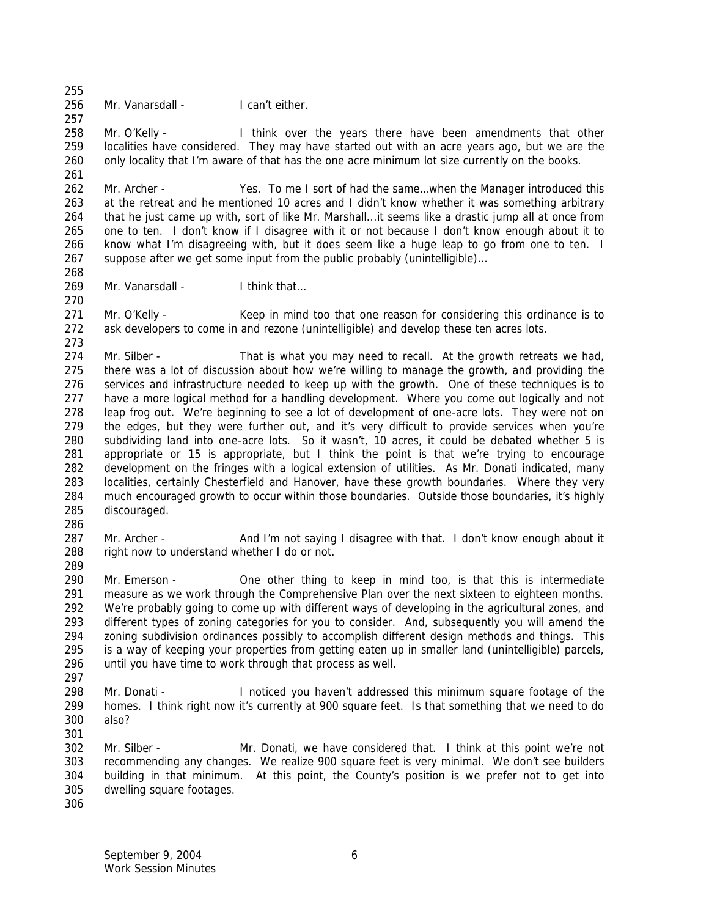Mr. Vanarsdall - I can't either.

Mr. O'Kelly - I think over the years there have been amendments that other localities have considered. They may have started out with an acre years ago, but we are the only locality that I'm aware of that has the one acre minimum lot size currently on the books.

Mr. Archer - Yes. To me I sort of had the same…when the Manager introduced this at the retreat and he mentioned 10 acres and I didn't know whether it was something arbitrary that he just came up with, sort of like Mr. Marshall…it seems like a drastic jump all at once from one to ten. I don't know if I disagree with it or not because I don't know enough about it to know what I'm disagreeing with, but it does seem like a huge leap to go from one to ten. I suppose after we get some input from the public probably (unintelligible)…

Mr. Vanarsdall - I think that…

Mr. O'Kelly - Keep in mind too that one reason for considering this ordinance is to ask developers to come in and rezone (unintelligible) and develop these ten acres lots.

Mr. Silber - That is what you may need to recall. At the growth retreats we had, there was a lot of discussion about how we're willing to manage the growth, and providing the services and infrastructure needed to keep up with the growth. One of these techniques is to have a more logical method for a handling development. Where you come out logically and not leap frog out. We're beginning to see a lot of development of one-acre lots. They were not on the edges, but they were further out, and it's very difficult to provide services when you're subdividing land into one-acre lots. So it wasn't, 10 acres, it could be debated whether 5 is appropriate or 15 is appropriate, but I think the point is that we're trying to encourage development on the fringes with a logical extension of utilities. As Mr. Donati indicated, many localities, certainly Chesterfield and Hanover, have these growth boundaries. Where they very much encouraged growth to occur within those boundaries. Outside those boundaries, it's highly discouraged.

Mr. Archer - And I'm not saying I disagree with that. I don't know enough about it right now to understand whether I do or not.

Mr. Emerson - One other thing to keep in mind too, is that this is intermediate measure as we work through the Comprehensive Plan over the next sixteen to eighteen months. We're probably going to come up with different ways of developing in the agricultural zones, and different types of zoning categories for you to consider. And, subsequently you will amend the zoning subdivision ordinances possibly to accomplish different design methods and things. This is a way of keeping your properties from getting eaten up in smaller land (unintelligible) parcels, until you have time to work through that process as well.

Mr. Donati - I noticed you haven't addressed this minimum square footage of the homes. I think right now it's currently at 900 square feet. Is that something that we need to do also?

Mr. Silber - Mr. Donati, we have considered that. I think at this point we're not recommending any changes. We realize 900 square feet is very minimal. We don't see builders building in that minimum. At this point, the County's position is we prefer not to get into dwelling square footages.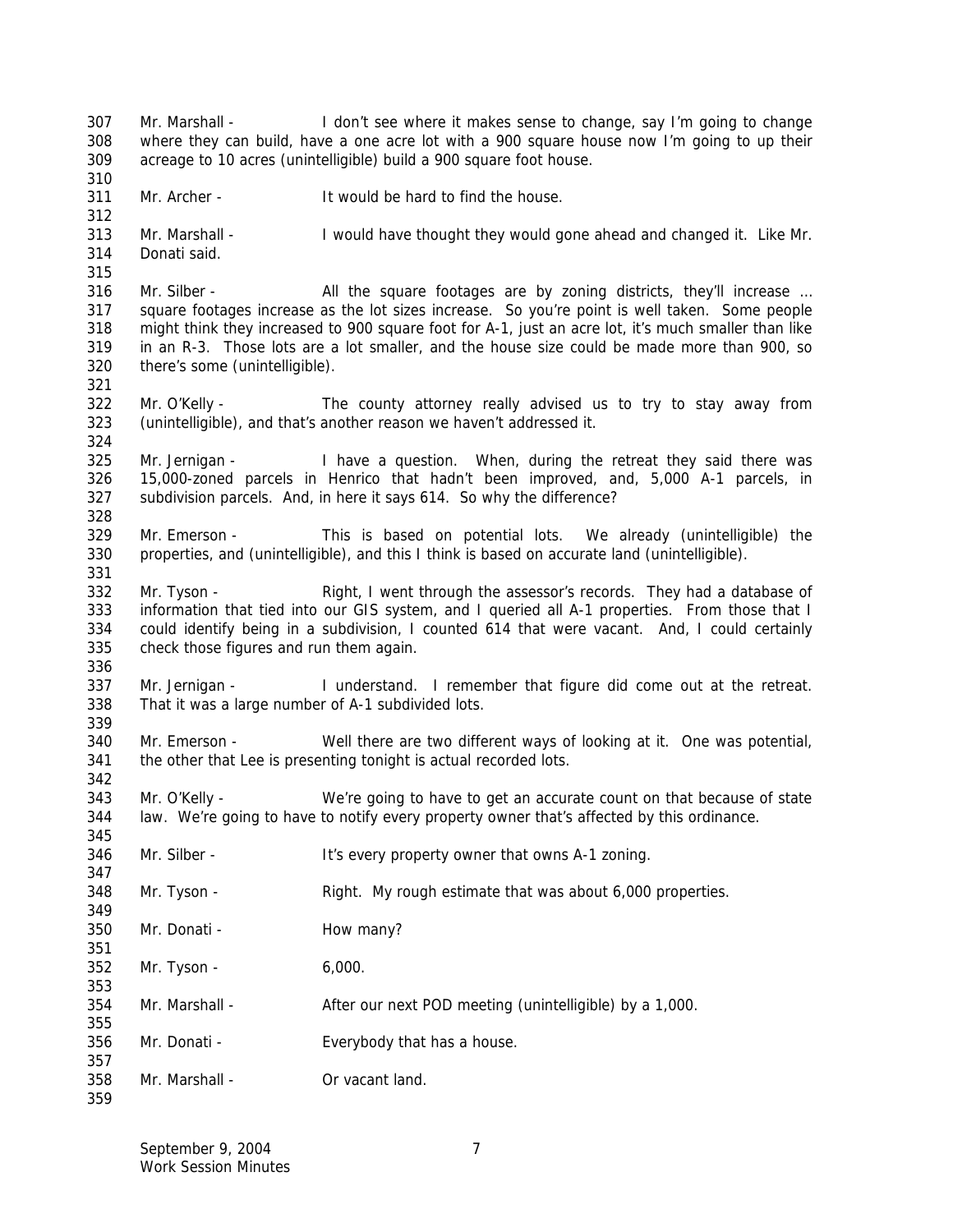Mr. Marshall - I don't see where it makes sense to change, say I'm going to change where they can build, have a one acre lot with a 900 square house now I'm going to up their acreage to 10 acres (unintelligible) build a 900 square foot house.

Mr. Archer - It would be hard to find the house.

Mr. Marshall - I would have thought they would gone ahead and changed it. Like Mr. Donati said.

Mr. Silber - All the square footages are by zoning districts, they'll increase … square footages increase as the lot sizes increase. So you're point is well taken. Some people might think they increased to 900 square foot for A-1, just an acre lot, it's much smaller than like in an R-3. Those lots are a lot smaller, and the house size could be made more than 900, so there's some (unintelligible).

Mr. O'Kelly - The county attorney really advised us to try to stay away from (unintelligible), and that's another reason we haven't addressed it.

Mr. Jernigan - I have a question. When, during the retreat they said there was 15,000-zoned parcels in Henrico that hadn't been improved, and, 5,000 A-1 parcels, in subdivision parcels. And, in here it says 614. So why the difference?

Mr. Emerson - This is based on potential lots. We already (unintelligible) the properties, and (unintelligible), and this I think is based on accurate land (unintelligible).

Mr. Tyson - Right, I went through the assessor's records. They had a database of information that tied into our GIS system, and I queried all A-1 properties. From those that I could identify being in a subdivision, I counted 614 that were vacant. And, I could certainly check those figures and run them again.

Mr. Jernigan - I understand. I remember that figure did come out at the retreat. That it was a large number of A-1 subdivided lots.

Mr. Emerson - Well there are two different ways of looking at it. One was potential, the other that Lee is presenting tonight is actual recorded lots.

Mr. O'Kelly - We're going to have to get an accurate count on that because of state law. We're going to have to notify every property owner that's affected by this ordinance.

Mr. Silber - It's every property owner that owns A-1 zoning.

Mr. Tyson - Right. My rough estimate that was about 6,000 properties.

Mr. Donati - How many?

Mr. Tyson - 6,000.

Mr. Marshall - After our next POD meeting (unintelligible) by a 1,000.

Mr. Donati - Everybody that has a house.

Mr. Marshall - Or vacant land.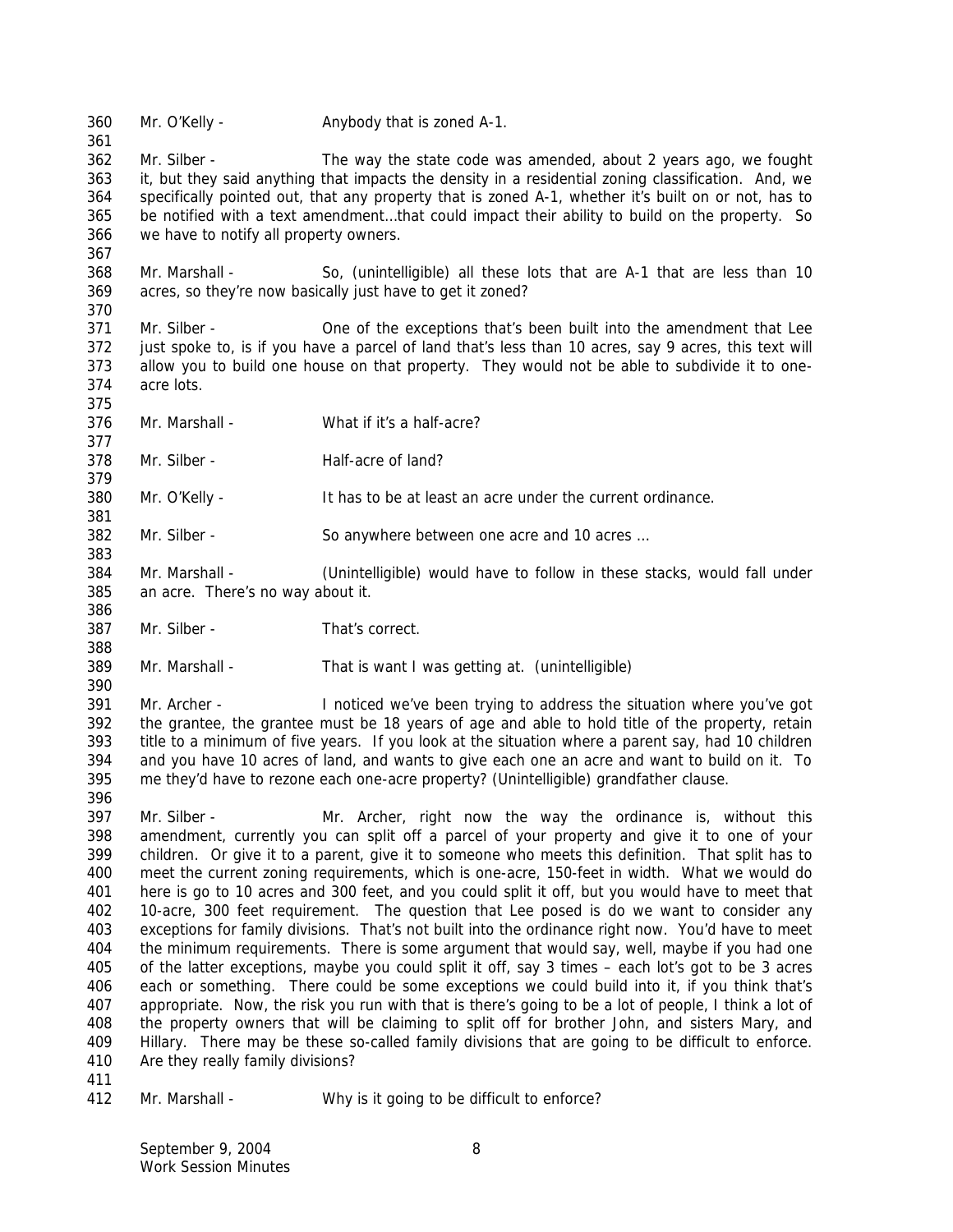Mr. O'Kelly - Anybody that is zoned A-1.

Mr. Silber - The way the state code was amended, about 2 years ago, we fought it, but they said anything that impacts the density in a residential zoning classification. And, we specifically pointed out, that any property that is zoned A-1, whether it's built on or not, has to be notified with a text amendment…that could impact their ability to build on the property. So we have to notify all property owners.

Mr. Marshall - So, (unintelligible) all these lots that are A-1 that are less than 10 acres, so they're now basically just have to get it zoned?

Mr. Silber - One of the exceptions that's been built into the amendment that Lee just spoke to, is if you have a parcel of land that's less than 10 acres, say 9 acres, this text will allow you to build one house on that property. They would not be able to subdivide it to one-acre lots.

Mr. Marshall - What if it's a half-acre?

Mr. Silber - Half-acre of land?

Mr. O'Kelly - It has to be at least an acre under the current ordinance.

Mr. Silber - So anywhere between one acre and 10 acres …

Mr. Marshall - (Unintelligible) would have to follow in these stacks, would fall under an acre. There's no way about it.

Mr. Silber - That's correct.

Mr. Marshall - That is want I was getting at. (unintelligible)

Mr. Archer - I noticed we've been trying to address the situation where you've got the grantee, the grantee must be 18 years of age and able to hold title of the property, retain title to a minimum of five years. If you look at the situation where a parent say, had 10 children and you have 10 acres of land, and wants to give each one an acre and want to build on it. To me they'd have to rezone each one-acre property? (Unintelligible) grandfather clause.

Mr. Silber - Mr. Archer, right now the way the ordinance is, without this amendment, currently you can split off a parcel of your property and give it to one of your children. Or give it to a parent, give it to someone who meets this definition. That split has to meet the current zoning requirements, which is one-acre, 150-feet in width. What we would do here is go to 10 acres and 300 feet, and you could split it off, but you would have to meet that 10-acre, 300 feet requirement. The question that Lee posed is do we want to consider any exceptions for family divisions. That's not built into the ordinance right now. You'd have to meet the minimum requirements. There is some argument that would say, well, maybe if you had one of the latter exceptions, maybe you could split it off, say 3 times – each lot's got to be 3 acres each or something. There could be some exceptions we could build into it, if you think that's appropriate. Now, the risk you run with that is there's going to be a lot of people, I think a lot of the property owners that will be claiming to split off for brother John, and sisters Mary, and Hillary. There may be these so-called family divisions that are going to be difficult to enforce. Are they really family divisions?

Mr. Marshall - Why is it going to be difficult to enforce?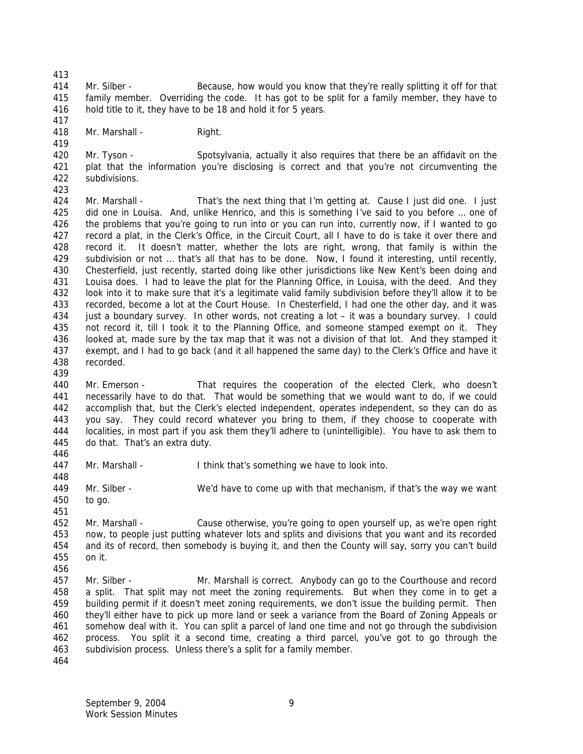Mr. Silber - Because, how would you know that they're really splitting it off for that family member. Overriding the code. It has got to be split for a family member, they have to hold title to it, they have to be 18 and hold it for 5 years.

Mr. Marshall - Right.

Mr. Tyson - Spotsylvania, actually it also requires that there be an affidavit on the plat that the information you're disclosing is correct and that you're not circumventing the subdivisions.

Mr. Marshall - That's the next thing that I'm getting at. Cause I just did one. I just did one in Louisa. And, unlike Henrico, and this is something I've said to you before … one of the problems that you're going to run into or you can run into, currently now, if I wanted to go record a plat, in the Clerk's Office, in the Circuit Court, all I have to do is take it over there and record it. It doesn't matter, whether the lots are right, wrong, that family is within the subdivision or not … that's all that has to be done. Now, I found it interesting, until recently, Chesterfield, just recently, started doing like other jurisdictions like New Kent's been doing and Louisa does. I had to leave the plat for the Planning Office, in Louisa, with the deed. And they look into it to make sure that it's a legitimate valid family subdivision before they'll allow it to be recorded, become a lot at the Court House. In Chesterfield, I had one the other day, and it was just a boundary survey. In other words, not creating a lot – it was a boundary survey. I could not record it, till I took it to the Planning Office, and someone stamped exempt on it. They looked at, made sure by the tax map that it was not a division of that lot. And they stamped it exempt, and I had to go back (and it all happened the same day) to the Clerk's Office and have it recorded.

Mr. Emerson - That requires the cooperation of the elected Clerk, who doesn't necessarily have to do that. That would be something that we would want to do, if we could accomplish that, but the Clerk's elected independent, operates independent, so they can do as you say. They could record whatever you bring to them, if they choose to cooperate with localities, in most part if you ask them they'll adhere to (unintelligible). You have to ask them to do that. That's an extra duty.

Mr. Marshall - I think that's something we have to look into.

Mr. Silber - We'd have to come up with that mechanism, if that's the way we want to go.

Mr. Marshall - Cause otherwise, you're going to open yourself up, as we're open right now, to people just putting whatever lots and splits and divisions that you want and its recorded and its of record, then somebody is buying it, and then the County will say, sorry you can't build on it.

Mr. Silber - Mr. Marshall is correct. Anybody can go to the Courthouse and record a split. That split may not meet the zoning requirements. But when they come in to get a building permit if it doesn't meet zoning requirements, we don't issue the building permit. Then they'll either have to pick up more land or seek a variance from the Board of Zoning Appeals or somehow deal with it. You can split a parcel of land one time and not go through the subdivision process. You split it a second time, creating a third parcel, you've got to go through the subdivision process. Unless there's a split for a family member.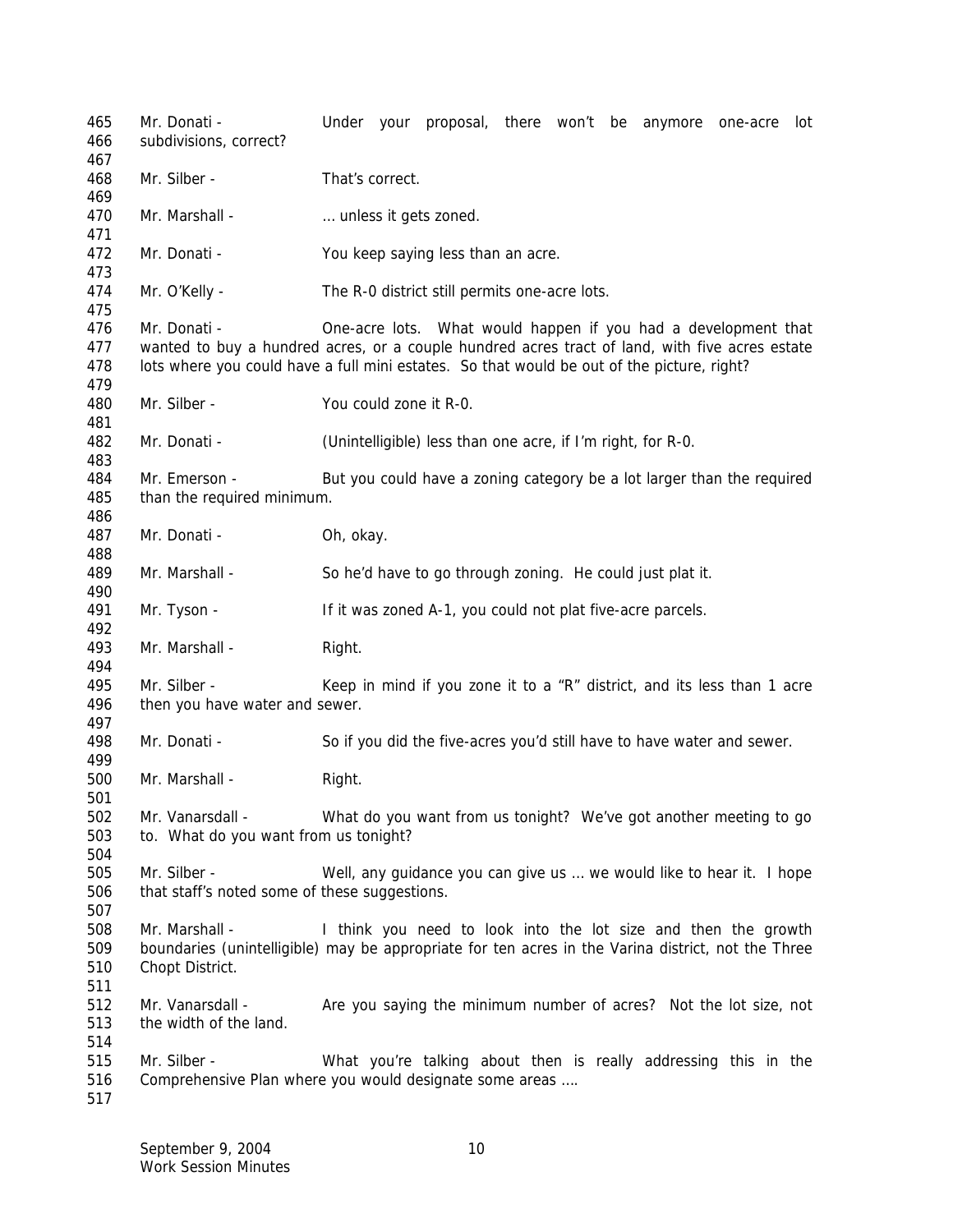465 Mr. Donati - Under your proposal, there won't be anymore one-acre lot
466 subdivisions, correct?
467
468 Mr. Silber - That's correct.
469
470 Mr. Marshall - … unless it gets zoned.
471
472 Mr. Donati - You keep saying less than an acre.
473
474 Mr. O'Kelly - The R-0 district still permits one-acre lots.
475
476 Mr. Donati - One-acre lots. What would happen if you had a development that
477 wanted to buy a hundred acres, or a couple hundred acres tract of land, with five acres estate
478 lots where you could have a full mini estates. So that would be out of the picture, right?
479
480 Mr. Silber - You could zone it R-0.
481
482 Mr. Donati - (Unintelligible) less than one acre, if I'm right, for R-0.
483
484 Mr. Emerson - But you could have a zoning category be a lot larger than the required
485 than the required minimum.
486
487 Mr. Donati - Oh, okay.
488
489 Mr. Marshall - So he'd have to go through zoning. He could just plat it.
490
491 Mr. Tyson - If it was zoned A-1, you could not plat five-acre parcels.
492
493 Mr. Marshall - Right.
494
495 Mr. Silber - Keep in mind if you zone it to a "R" district, and its less than 1 acre
496 then you have water and sewer.
497
498 Mr. Donati - So if you did the five-acres you'd still have to have water and sewer.
499
500 Mr. Marshall - Right.
501
502 Mr. Vanarsdall - What do you want from us tonight? We've got another meeting to go
503 to. What do you want from us tonight?
504
505 Mr. Silber - Well, any guidance you can give us … we would like to hear it. I hope
506 that staff's noted some of these suggestions.
507
508 Mr. Marshall - I think you need to look into the lot size and then the growth
509 boundaries (unintelligible) may be appropriate for ten acres in the Varina district, not the Three
510 Chopt District.
511
512 Mr. Vanarsdall - Are you saying the minimum number of acres? Not the lot size, not
513 the width of the land.
514
515 Mr. Silber - What you're talking about then is really addressing this in the
516 Comprehensive Plan where you would designate some areas ….
517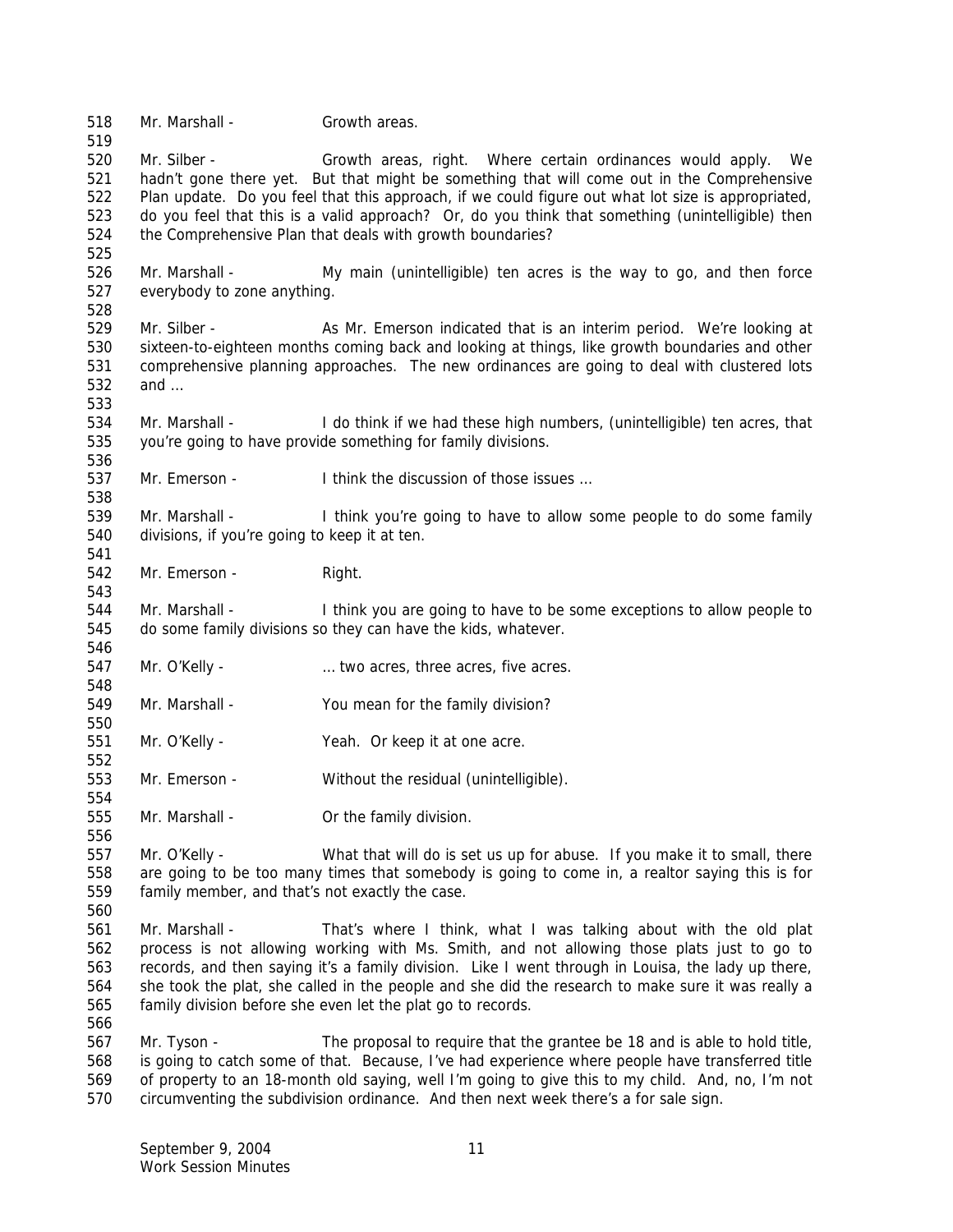Mr. Marshall - Growth areas.

Mr. Silber - Growth areas, right. Where certain ordinances would apply. We hadn't gone there yet. But that might be something that will come out in the Comprehensive Plan update. Do you feel that this approach, if we could figure out what lot size is appropriated, do you feel that this is a valid approach? Or, do you think that something (unintelligible) then the Comprehensive Plan that deals with growth boundaries?

Mr. Marshall - My main (unintelligible) ten acres is the way to go, and then force everybody to zone anything.

Mr. Silber - As Mr. Emerson indicated that is an interim period. We're looking at sixteen-to-eighteen months coming back and looking at things, like growth boundaries and other comprehensive planning approaches. The new ordinances are going to deal with clustered lots and …

Mr. Marshall - I do think if we had these high numbers, (unintelligible) ten acres, that you're going to have provide something for family divisions.

Mr. Emerson - I think the discussion of those issues …

Mr. Marshall - I think you're going to have to allow some people to do some family divisions, if you're going to keep it at ten.

Mr. Emerson - Right.

Mr. Marshall - I think you are going to have to be some exceptions to allow people to do some family divisions so they can have the kids, whatever.

Mr. O'Kelly - … two acres, three acres, five acres.

Mr. Marshall - You mean for the family division?

Mr. O'Kelly - Yeah. Or keep it at one acre.

Mr. Emerson - Without the residual (unintelligible).

Mr. Marshall - Or the family division.

Mr. O'Kelly - What that will do is set us up for abuse. If you make it to small, there are going to be too many times that somebody is going to come in, a realtor saying this is for family member, and that's not exactly the case.

Mr. Marshall - That's where I think, what I was talking about with the old plat process is not allowing working with Ms. Smith, and not allowing those plats just to go to records, and then saying it's a family division. Like I went through in Louisa, the lady up there, she took the plat, she called in the people and she did the research to make sure it was really a family division before she even let the plat go to records.

Mr. Tyson - The proposal to require that the grantee be 18 and is able to hold title, is going to catch some of that. Because, I've had experience where people have transferred title of property to an 18-month old saying, well I'm going to give this to my child. And, no, I'm not circumventing the subdivision ordinance. And then next week there's a for sale sign.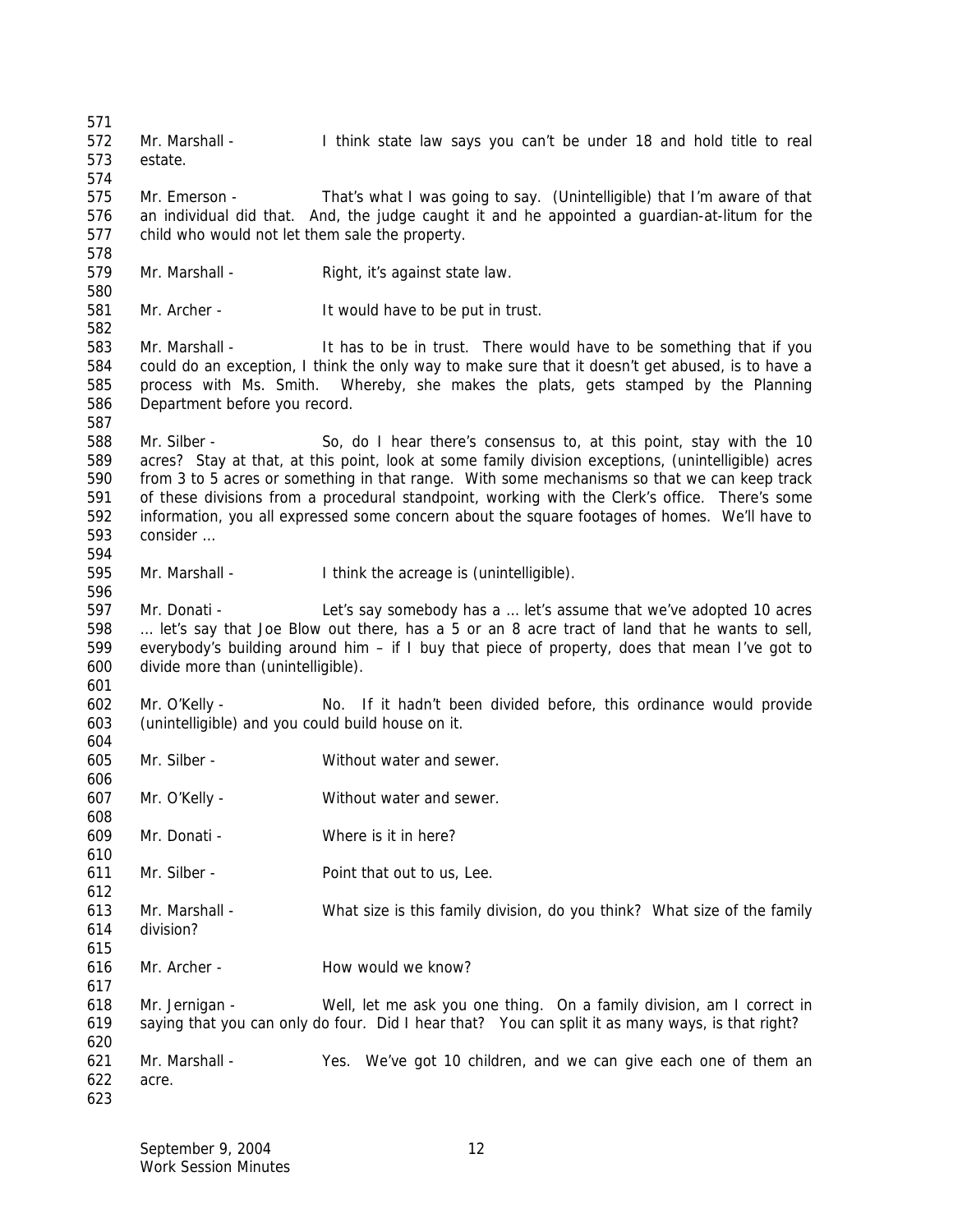Mr. Marshall - I think state law says you can't be under 18 and hold title to real estate.

Mr. Emerson - That's what I was going to say. (Unintelligible) that I'm aware of that an individual did that. And, the judge caught it and he appointed a guardian-at-litum for the child who would not let them sale the property.

Mr. Marshall - Right, it's against state law.

Mr. Archer - It would have to be put in trust.

Mr. Marshall - It has to be in trust. There would have to be something that if you could do an exception, I think the only way to make sure that it doesn't get abused, is to have a process with Ms. Smith. Whereby, she makes the plats, gets stamped by the Planning Department before you record.

Mr. Silber - So, do I hear there's consensus to, at this point, stay with the 10 acres? Stay at that, at this point, look at some family division exceptions, (unintelligible) acres from 3 to 5 acres or something in that range. With some mechanisms so that we can keep track of these divisions from a procedural standpoint, working with the Clerk's office. There's some information, you all expressed some concern about the square footages of homes. We'll have to consider …

Mr. Marshall - I think the acreage is (unintelligible).

Mr. Donati - Let's say somebody has a … let's assume that we've adopted 10 acres … let's say that Joe Blow out there, has a 5 or an 8 acre tract of land that he wants to sell, everybody's building around him – if I buy that piece of property, does that mean I've got to divide more than (unintelligible).

Mr. O'Kelly - No. If it hadn't been divided before, this ordinance would provide (unintelligible) and you could build house on it.

Mr. Silber - Without water and sewer.

Mr. O'Kelly - Without water and sewer.

Mr. Donati - Where is it in here?

Mr. Silber - Point that out to us, Lee.

Mr. Marshall - What size is this family division, do you think? What size of the family division?

Mr. Archer - How would we know?

Mr. Jernigan - Well, let me ask you one thing. On a family division, am I correct in saying that you can only do four. Did I hear that? You can split it as many ways, is that right?

Mr. Marshall - Yes. We've got 10 children, and we can give each one of them an acre.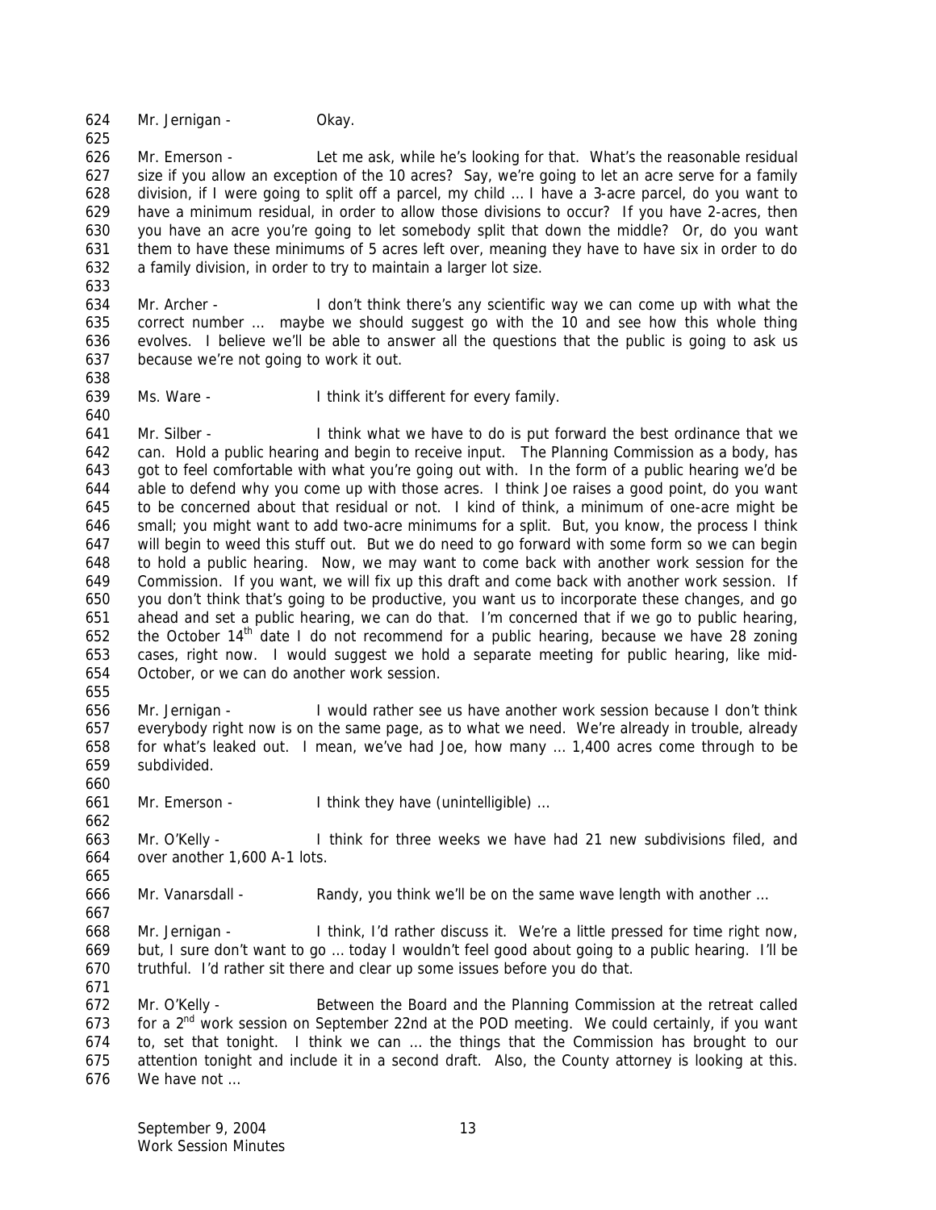Mr. Jernigan - Okay.

Mr. Emerson - Let me ask, while he's looking for that. What's the reasonable residual size if you allow an exception of the 10 acres? Say, we're going to let an acre serve for a family division, if I were going to split off a parcel, my child … I have a 3-acre parcel, do you want to have a minimum residual, in order to allow those divisions to occur? If you have 2-acres, then you have an acre you're going to let somebody split that down the middle? Or, do you want them to have these minimums of 5 acres left over, meaning they have to have six in order to do a family division, in order to try to maintain a larger lot size.

Mr. Archer - I don't think there's any scientific way we can come up with what the correct number … maybe we should suggest go with the 10 and see how this whole thing evolves. I believe we'll be able to answer all the questions that the public is going to ask us because we're not going to work it out.

Ms. Ware - I think it's different for every family.

Mr. Silber - I think what we have to do is put forward the best ordinance that we can. Hold a public hearing and begin to receive input. The Planning Commission as a body, has got to feel comfortable with what you're going out with. In the form of a public hearing we'd be able to defend why you come up with those acres. I think Joe raises a good point, do you want to be concerned about that residual or not. I kind of think, a minimum of one-acre might be small; you might want to add two-acre minimums for a split. But, you know, the process I think will begin to weed this stuff out. But we do need to go forward with some form so we can begin to hold a public hearing. Now, we may want to come back with another work session for the Commission. If you want, we will fix up this draft and come back with another work session. If you don't think that's going to be productive, you want us to incorporate these changes, and go ahead and set a public hearing, we can do that. I'm concerned that if we go to public hearing, the October 14th date I do not recommend for a public hearing, because we have 28 zoning cases, right now. I would suggest we hold a separate meeting for public hearing, like mid-October, or we can do another work session.

Mr. Jernigan - I would rather see us have another work session because I don't think everybody right now is on the same page, as to what we need. We're already in trouble, already for what's leaked out. I mean, we've had Joe, how many … 1,400 acres come through to be subdivided.

Mr. Emerson - I think they have (unintelligible) …

Mr. O'Kelly - I think for three weeks we have had 21 new subdivisions filed, and over another 1,600 A-1 lots.

Mr. Vanarsdall - Randy, you think we'll be on the same wave length with another …

Mr. Jernigan - I think, I'd rather discuss it. We're a little pressed for time right now, but, I sure don't want to go … today I wouldn't feel good about going to a public hearing. I'll be truthful. I'd rather sit there and clear up some issues before you do that.

Mr. O'Kelly - Between the Board and the Planning Commission at the retreat called for a 2nd work session on September 22nd at the POD meeting. We could certainly, if you want to, set that tonight. I think we can … the things that the Commission has brought to our attention tonight and include it in a second draft. Also, the County attorney is looking at this. We have not …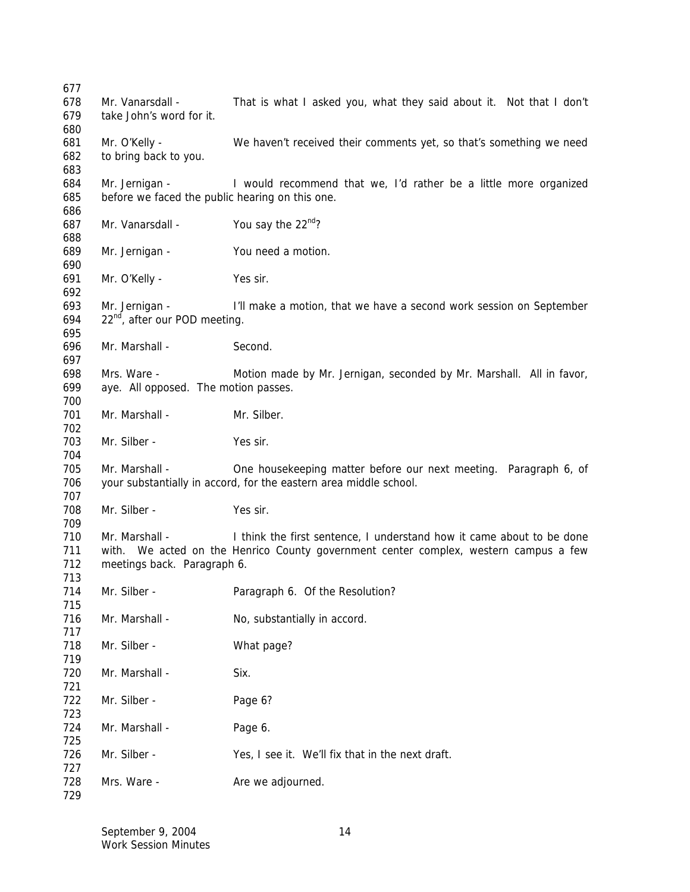Mr. Vanarsdall - That is what I asked you, what they said about it. Not that I don't take John's word for it.

Mr. O'Kelly - We haven't received their comments yet, so that's something we need to bring back to you.

Mr. Jernigan - I would recommend that we, I'd rather be a little more organized before we faced the public hearing on this one.

Mr. Vanarsdall - You say the 22nd?

Mr. Jernigan - You need a motion.

Mr. O'Kelly - Yes sir.

Mr. Jernigan - I'll make a motion, that we have a second work session on September 22nd, after our POD meeting.

Mr. Marshall - Second.

Mrs. Ware - Motion made by Mr. Jernigan, seconded by Mr. Marshall. All in favor, aye. All opposed. The motion passes.

Mr. Marshall - Mr. Silber.

Mr. Silber - Yes sir.

Mr. Marshall - One housekeeping matter before our next meeting. Paragraph 6, of your substantially in accord, for the eastern area middle school.

Mr. Silber - Yes sir.

Mr. Marshall - I think the first sentence, I understand how it came about to be done with. We acted on the Henrico County government center complex, western campus a few meetings back. Paragraph 6.

Mr. Silber - Paragraph 6. Of the Resolution?

Mr. Marshall - No, substantially in accord.

Mr. Silber - What page?

Mr. Marshall - Six.

Mr. Silber - Page 6?

Mr. Marshall - Page 6.

Mr. Silber - Yes, I see it. We'll fix that in the next draft.

Mrs. Ware - Are we adjourned.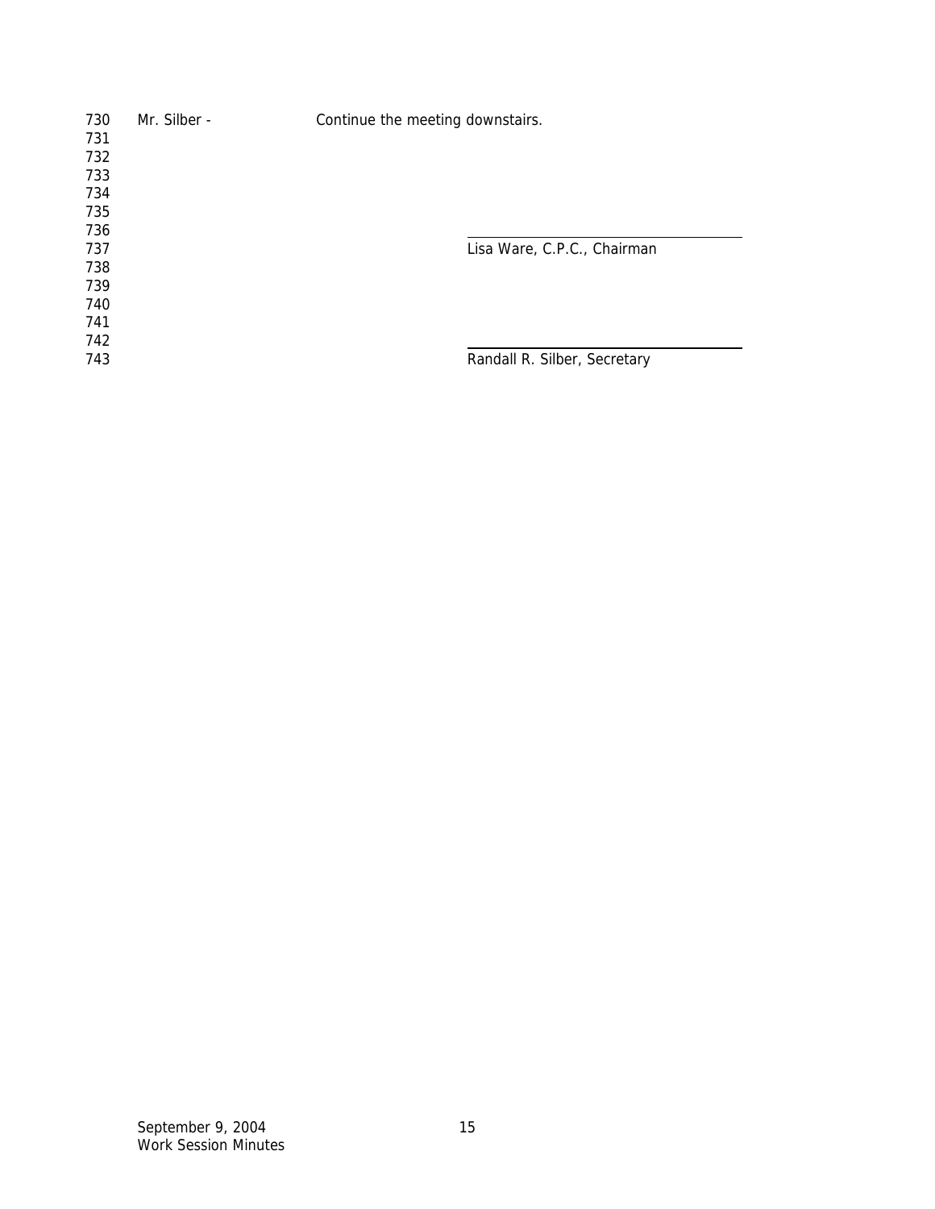730 Mr. Silber - Continue the meeting downstairs.

731

732

733

734

735

736 \_\_\_\_\_\_\_\_\_\_\_\_\_\_\_\_\_\_\_\_\_\_\_\_\_\_\_\_\_\_\_\_

737 Lisa Ware, C.P.C., Chairman

738

739

740

741

742 \_\_\_\_\_\_\_\_\_\_\_\_\_\_\_\_\_\_\_\_\_\_\_\_\_\_\_\_\_\_\_\_

743 Randall R. Silber, Secretary

September 9, 2004
Work Session Minutes